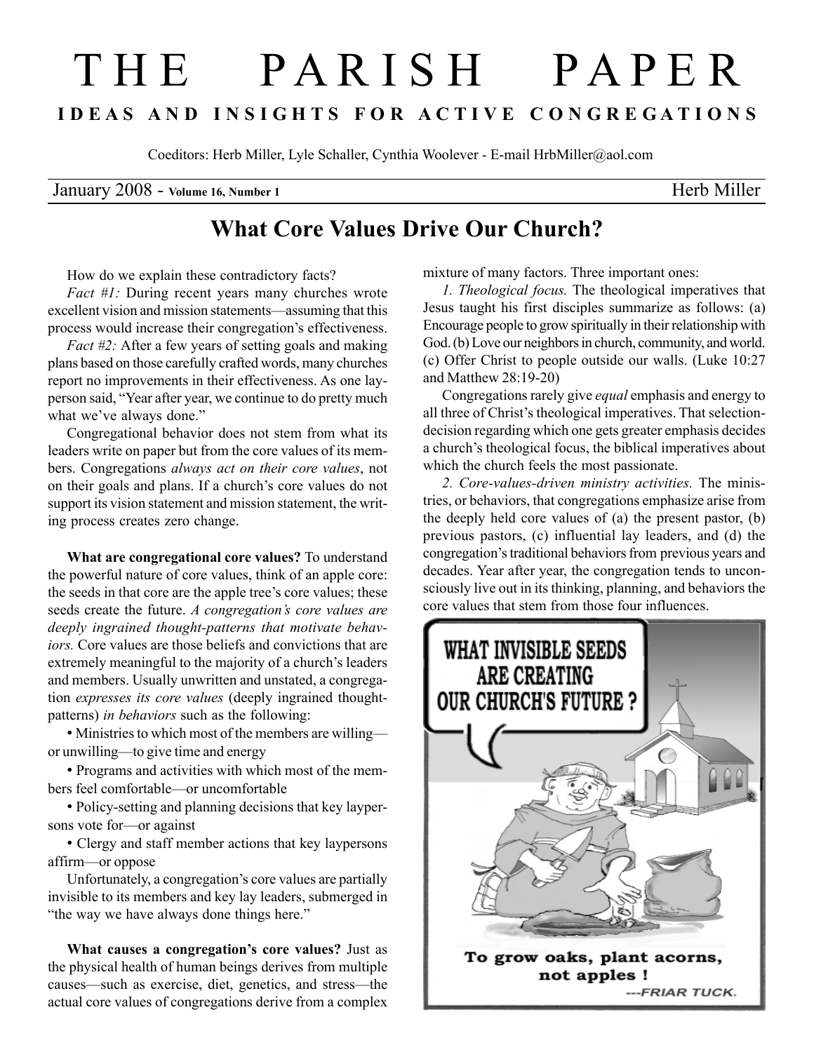# THE PARISH PAPER

**IDEAS AND INSIGHTS FOR ACTIVE CONGREGATIONS**

Coeditors: Herb Miller, Lyle Schaller, Cynthia Woolever - E-mail HrbMiller@aol.com

January 2008 - **Volume 16, Number 1** Herb Miller

## What Core Values Drive Our Church?

How do we explain these contradictory facts?

*Fact #1:* During recent years many churches wrote excellent vision and mission statements—assuming that this process would increase their congregation's effectiveness.

*Fact #2:* After a few years of setting goals and making plans based on those carefully crafted words, many churches report no improvements in their effectiveness. As one layperson said, "Year after year, we continue to do pretty much what we've always done."

Congregational behavior does not stem from what its leaders write on paper but from the core values of its members. Congregations *always act on their core values*, not on their goals and plans. If a church's core values do not support its vision statement and mission statement, the writing process creates zero change.

**What are congregational core values?** To understand the powerful nature of core values, think of an apple core: the seeds in that core are the apple tree's core values; these seeds create the future. *A congregation's core values are deeply ingrained thought-patterns that motivate behaviors.* Core values are those beliefs and convictions that are extremely meaningful to the majority of a church's leaders and members. Usually unwritten and unstated, a congregation *expresses its core values* (deeply ingrained thought-patterns) *in behaviors* such as the following:

- Ministries to which most of the members are willing—or unwilling—to give time and energy
- Programs and activities with which most of the members feel comfortable—or uncomfortable
- Policy-setting and planning decisions that key laypersons vote for—or against
- Clergy and staff member actions that key laypersons affirm—or oppose

Unfortunately, a congregation's core values are partially invisible to its members and key lay leaders, submerged in "the way we have always done things here."

**What causes a congregation's core values?** Just as the physical health of human beings derives from multiple causes—such as exercise, diet, genetics, and stress—the actual core values of congregations derive from a complex mixture of many factors. Three important ones:

*1. Theological focus.* The theological imperatives that Jesus taught his first disciples summarize as follows: (a) Encourage people to grow spiritually in their relationship with God. (b) Love our neighbors in church, community, and world. (c) Offer Christ to people outside our walls. (Luke 10:27 and Matthew 28:19-20)

Congregations rarely give *equal* emphasis and energy to all three of Christ's theological imperatives. That selection-decision regarding which one gets greater emphasis decides a church's theological focus, the biblical imperatives about which the church feels the most passionate.

*2. Core-values-driven ministry activities.* The ministries, or behaviors, that congregations emphasize arise from the deeply held core values of (a) the present pastor, (b) previous pastors, (c) influential lay leaders, and (d) the congregation's traditional behaviors from previous years and decades. Year after year, the congregation tends to unconsciously live out in its thinking, planning, and behaviors the core values that stem from those four influences.

WHAT INVISIBLE SEEDS ARE CREATING OUR CHURCH'S FUTURE ?

To grow oaks, plant acorns, not apples !
---FRIAR TUCK.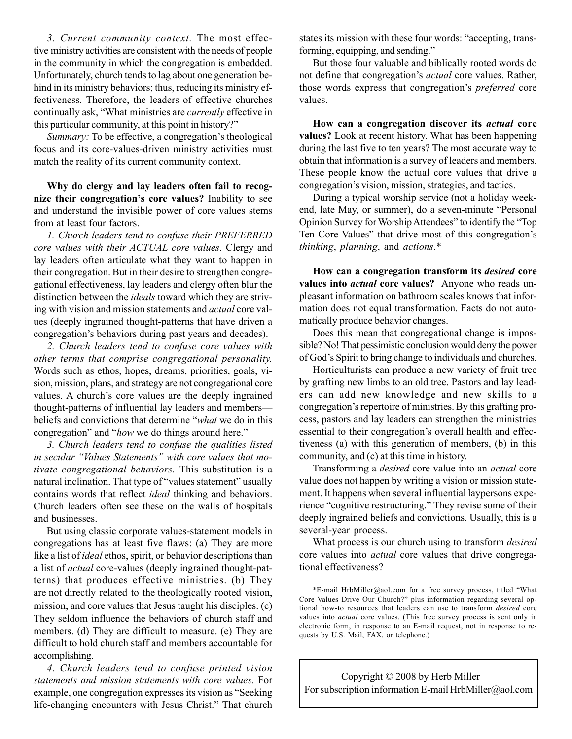*3. Current community context.* The most effective ministry activities are consistent with the needs of people in the community in which the congregation is embedded. Unfortunately, church tends to lag about one generation behind in its ministry behaviors; thus, reducing its ministry effectiveness. Therefore, the leaders of effective churches continually ask, "What ministries are *currently* effective in this particular community, at this point in history?"

*Summary:* To be effective, a congregation's theological focus and its core-values-driven ministry activities must match the reality of its current community context.

**Why do clergy and lay leaders often fail to recognize their congregation's core values?** Inability to see and understand the invisible power of core values stems from at least four factors.

*1. Church leaders tend to confuse their PREFERRED core values with their ACTUAL core values*. Clergy and lay leaders often articulate what they want to happen in their congregation. But in their desire to strengthen congregational effectiveness, lay leaders and clergy often blur the distinction between the *ideals* toward which they are striving with vision and mission statements and *actual* core values (deeply ingrained thought-patterns that have driven a congregation's behaviors during past years and decades).

*2. Church leaders tend to confuse core values with other terms that comprise congregational personality.* Words such as ethos, hopes, dreams, priorities, goals, vision, mission, plans, and strategy are not congregational core values. A church's core values are the deeply ingrained thought-patterns of influential lay leaders and members—beliefs and convictions that determine "*what* we do in this congregation" and "*how* we do things around here."

*3. Church leaders tend to confuse the qualities listed in secular "Values Statements" with core values that motivate congregational behaviors.* This substitution is a natural inclination. That type of "values statement" usually contains words that reflect *ideal* thinking and behaviors. Church leaders often see these on the walls of hospitals and businesses.

But using classic corporate values-statement models in congregations has at least five flaws: (a) They are more like a list of *ideal* ethos, spirit, or behavior descriptions than a list of *actual* core-values (deeply ingrained thought-patterns) that produces effective ministries. (b) They are not directly related to the theologically rooted vision, mission, and core values that Jesus taught his disciples. (c) They seldom influence the behaviors of church staff and members. (d) They are difficult to measure. (e) They are difficult to hold church staff and members accountable for accomplishing.

*4. Church leaders tend to confuse printed vision statements and mission statements with core values.* For example, one congregation expresses its vision as "Seeking life-changing encounters with Jesus Christ." That church states its mission with these four words: "accepting, transforming, equipping, and sending."

But those four valuable and biblically rooted words do not define that congregation's *actual* core values. Rather, those words express that congregation's *preferred* core values.

**How can a congregation discover its *actual* core values?** Look at recent history. What has been happening during the last five to ten years? The most accurate way to obtain that information is a survey of leaders and members. These people know the actual core values that drive a congregation's vision, mission, strategies, and tactics.

During a typical worship service (not a holiday weekend, late May, or summer), do a seven-minute "Personal Opinion Survey for Worship Attendees" to identify the "Top Ten Core Values" that drive most of this congregation's *thinking*, *planning*, and *actions*.*

**How can a congregation transform its *desired* core values into *actual* core values?** Anyone who reads unpleasant information on bathroom scales knows that information does not equal transformation. Facts do not automatically produce behavior changes.

Does this mean that congregational change is impossible? No! That pessimistic conclusion would deny the power of God's Spirit to bring change to individuals and churches.

Horticulturists can produce a new variety of fruit tree by grafting new limbs to an old tree. Pastors and lay leaders can add new knowledge and new skills to a congregation's repertoire of ministries. By this grafting process, pastors and lay leaders can strengthen the ministries essential to their congregation's overall health and effectiveness (a) with this generation of members, (b) in this community, and (c) at this time in history.

Transforming a *desired* core value into an *actual* core value does not happen by writing a vision or mission statement. It happens when several influential laypersons experience "cognitive restructuring." They revise some of their deeply ingrained beliefs and convictions. Usually, this is a several-year process.

What process is our church using to transform *desired* core values into *actual* core values that drive congregational effectiveness?

*E-mail HrbMiller@aol.com for a free survey process, titled "What Core Values Drive Our Church?" plus information regarding several optional how-to resources that leaders can use to transform *desired* core values into *actual* core values. (This free survey process is sent only in electronic form, in response to an E-mail request, not in response to requests by U.S. Mail, FAX, or telephone.)

Copyright © 2008 by Herb Miller
For subscription information E-mail HrbMiller@aol.com